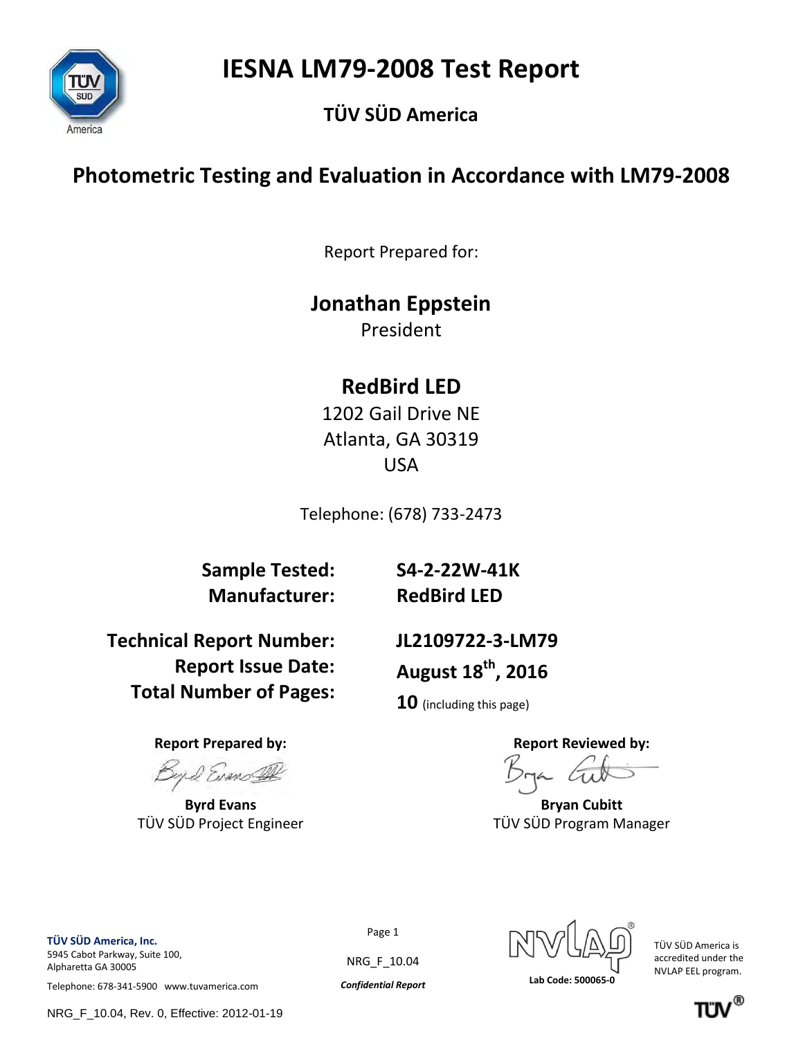# IESNA LM79-2008 Test Report

## TÜV SÜD America

## Photometric Testing and Evaluation in Accordance with LM79-2008

Report Prepared for:

**Jonathan Eppstein**
President

**RedBird LED**
1202 Gail Drive NE
Atlanta, GA 30319
USA

Telephone: (678) 733-2473

| | |
|---|---|
| **Sample Tested:** | **S4-2-22W-41K** |
| **Manufacturer:** | **RedBird LED** |
| **Technical Report Number:** | **JL2109722-3-LM79** |
| **Report Issue Date:** | **August 18th, 2016** |
| **Total Number of Pages:** | **10** (including this page) |

| **Report Prepared by:** | **Report Reviewed by:** |
|---|---|
| **Byrd Evans** | **Bryan Cubitt** |
| TÜV SÜD Project Engineer | TÜV SÜD Program Manager |

**TÜV SÜD America, Inc.**
5945 Cabot Parkway, Suite 100,
Alpharetta GA 30005

Telephone: 678-341-5900 www.tuvamerica.com

NRG_F_10.04

*Confidential Report*

Lab Code: 500065-0

TÜV SÜD America is accredited under the NVLAP EEL program.

NRG_F_10.04, Rev. 0, Effective: 2012-01-19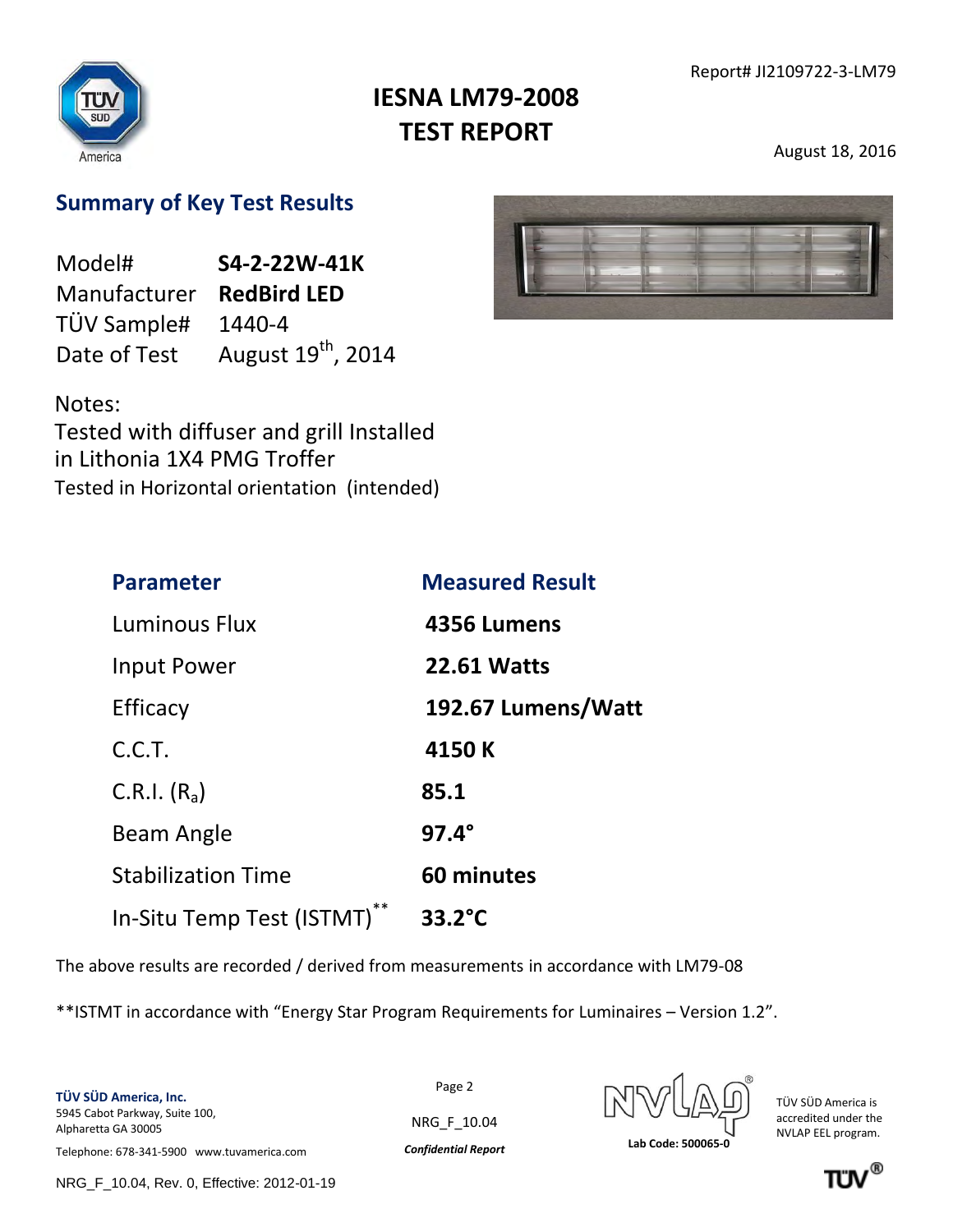Report# JI2109722-3-LM79

# IESNA LM79-2008 TEST REPORT

August 18, 2016

## Summary of Key Test Results

| | |
|---|---|
| Model# | **S4-2-22W-41K** |
| Manufacturer | **RedBird LED** |
| TÜV Sample# | 1440-4 |
| Date of Test | August 19th, 2014 |

Notes:
Tested with diffuser and grill Installed in Lithonia 1X4 PMG Troffer
Tested in Horizontal orientation (intended)

| Parameter | Measured Result |
|---|---|
| Luminous Flux | **4356 Lumens** |
| Input Power | **22.61 Watts** |
| Efficacy | **192.67 Lumens/Watt** |
| C.C.T. | **4150 K** |
| C.R.I. ($R_a$) | **85.1** |
| Beam Angle | **97.4°** |
| Stabilization Time | **60 minutes** |
| In-Situ Temp Test (ISTMT)** | **33.2°C** |

The above results are recorded / derived from measurements in accordance with LM79-08

**ISTMT in accordance with "Energy Star Program Requirements for Luminaires – Version 1.2".

**TÜV SÜD America, Inc.**
5945 Cabot Parkway, Suite 100,
Alpharetta GA 30005

Telephone: 678-341-5900 www.tuvamerica.com

NRG_F_10.04

*Confidential Report*

Lab Code: 500065-0

TÜV SÜD America is accredited under the NVLAP EEL program.

NRG_F_10.04, Rev. 0, Effective: 2012-01-19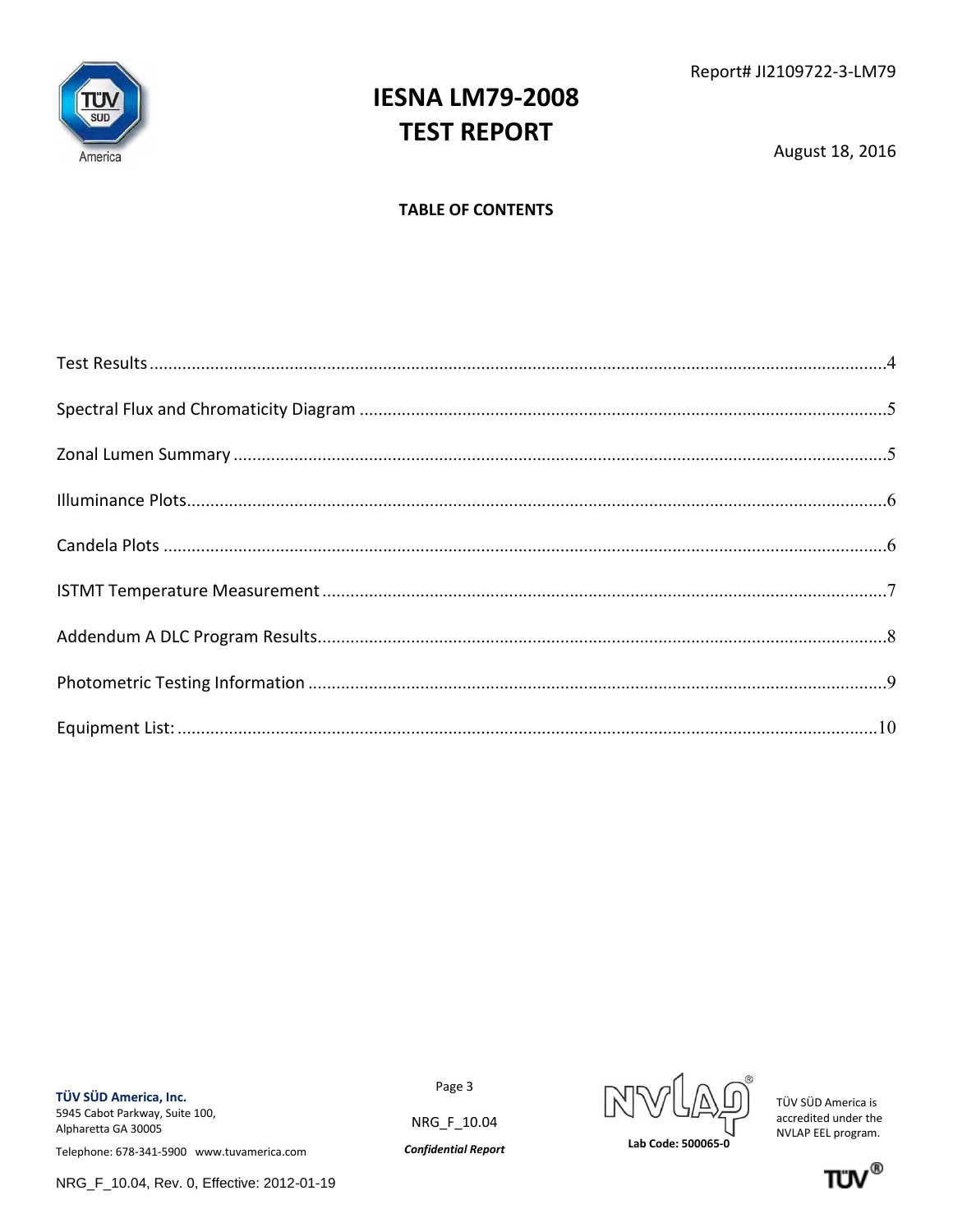Report# JI2109722-3-LM79

# IESNA LM79-2008
# TEST REPORT

August 18, 2016

**TABLE OF CONTENTS**

Test Results ....................................................................................................................................4

Spectral Flux and Chromaticity Diagram ......................................................................................5

Zonal Lumen Summary ..................................................................................................................5

Illuminance Plots.............................................................................................................................6

Candela Plots ...................................................................................................................................6

ISTMT Temperature Measurement .................................................................................................7

Addendum A DLC Program Results................................................................................................8

Photometric Testing Information .....................................................................................................9

Equipment List: ..............................................................................................................................10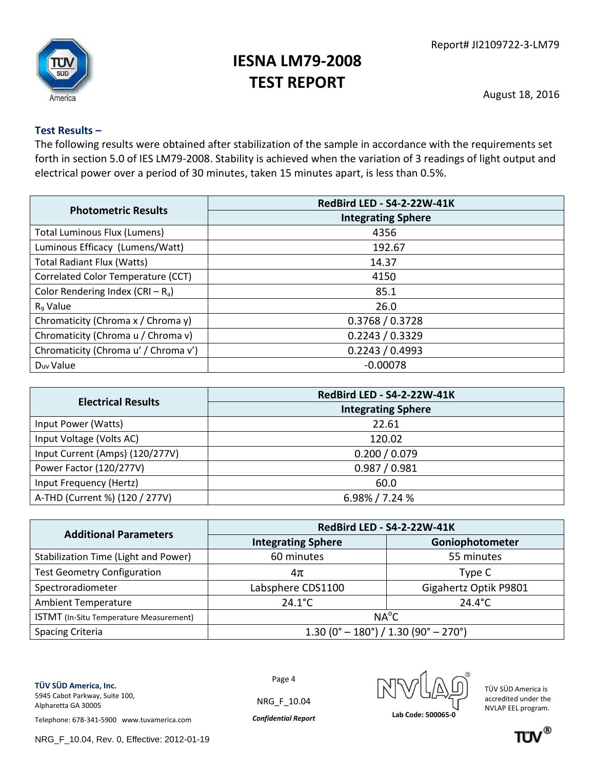Report# JI2109722-3-LM79

# IESNA LM79-2008 TEST REPORT

August 18, 2016

### Test Results –

The following results were obtained after stabilization of the sample in accordance with the requirements set forth in section 5.0 of IES LM79-2008. Stability is achieved when the variation of 3 readings of light output and electrical power over a period of 30 minutes, taken 15 minutes apart, is less than 0.5%.

| Photometric Results | RedBird LED - S4-2-22W-41K |
|---|---|
| | Integrating Sphere |
| Total Luminous Flux (Lumens) | 4356 |
| Luminous Efficacy (Lumens/Watt) | 192.67 |
| Total Radiant Flux (Watts) | 14.37 |
| Correlated Color Temperature (CCT) | 4150 |
| Color Rendering Index (CRI – $R_a$) | 85.1 |
| $R_9$ Value | 26.0 |
| Chromaticity (Chroma x / Chroma y) | 0.3768 / 0.3728 |
| Chromaticity (Chroma u / Chroma v) | 0.2243 / 0.3329 |
| Chromaticity (Chroma u' / Chroma v') | 0.2243 / 0.4993 |
| $D_{uv}$ Value | -0.00078 |

| Electrical Results | RedBird LED - S4-2-22W-41K |
|---|---|
| | Integrating Sphere |
| Input Power (Watts) | 22.61 |
| Input Voltage (Volts AC) | 120.02 |
| Input Current (Amps) (120/277V) | 0.200 / 0.079 |
| Power Factor (120/277V) | 0.987 / 0.981 |
| Input Frequency (Hertz) | 60.0 |
| A-THD (Current %) (120 / 277V) | 6.98% / 7.24 % |

| Additional Parameters | RedBird LED - S4-2-22W-41K | |
|---|---|---|
| | Integrating Sphere | Goniophotometer |
| Stabilization Time (Light and Power) | 60 minutes | 55 minutes |
| Test Geometry Configuration | $4\pi$ | Type C |
| Spectroradiometer | Labsphere CDS1100 | Gigahertz Optik P9801 |
| Ambient Temperature | 24.1°C | 24.4°C |
| ISTMT (In-Situ Temperature Measurement) | NA°C | |
| Spacing Criteria | 1.30 (0° – 180°) / 1.30 (90° – 270°) | |

**TÜV SÜD America, Inc.**
5945 Cabot Parkway, Suite 100,
Alpharetta GA 30005
Telephone: 678-341-5900 www.tuvamerica.com

NRG_F_10.04

*Confidential Report*

Lab Code: 500065-0

TÜV SÜD America is accredited under the NVLAP EEL program.

NRG_F_10.04, Rev. 0, Effective: 2012-01-19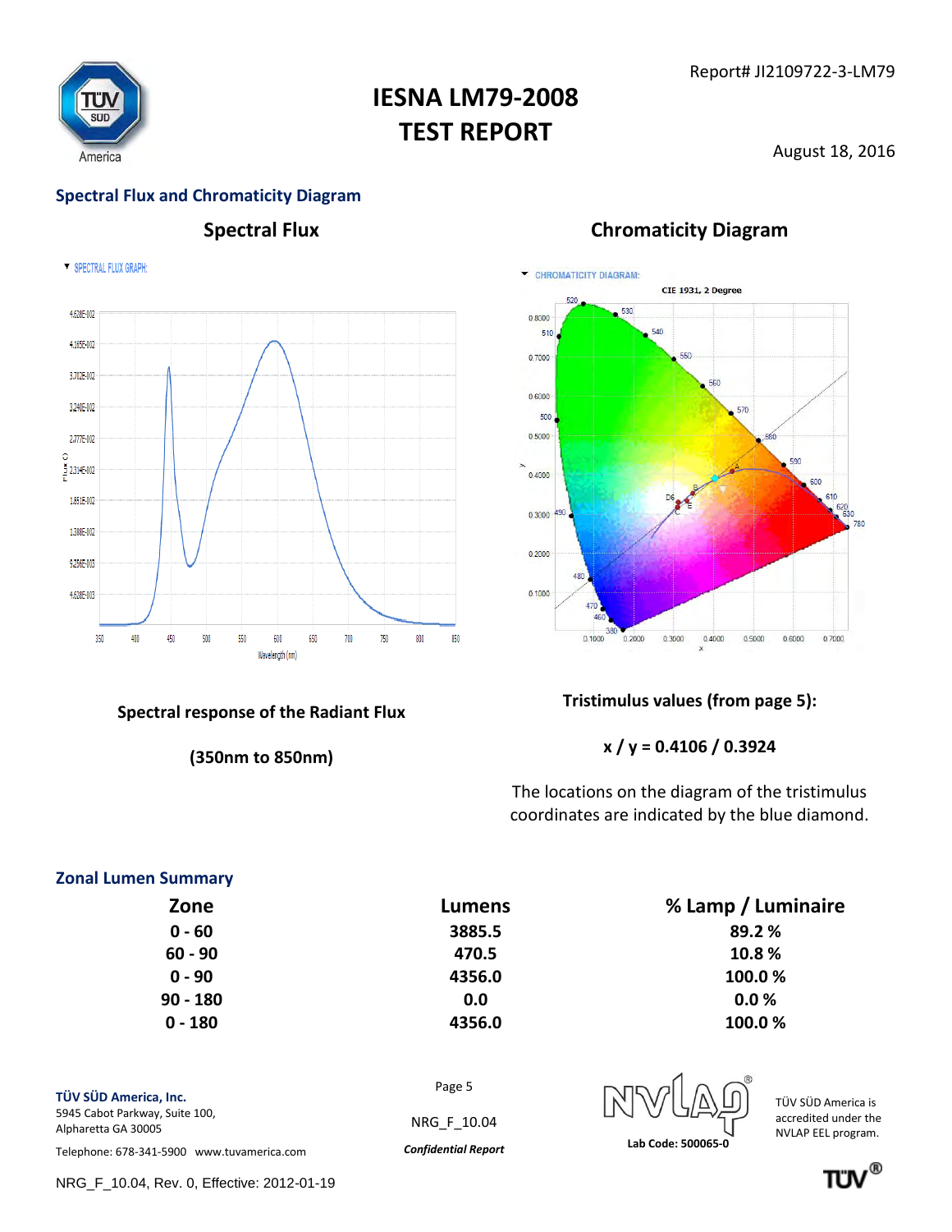## Spectral Flux and Chromaticity Diagram

### Spectral Flux

Spectral response of the Radiant Flux

(350nm to 850nm)

### Chromaticity Diagram

Tristimulus values (from page 5):

x / y = 0.4106 / 0.3924

The locations on the diagram of the tristimulus coordinates are indicated by the blue diamond.

## Zonal Lumen Summary

| Zone | Lumens | % Lamp / Luminaire |
|---|---|---|
| 0 - 60 | 3885.5 | 89.2 % |
| 60 - 90 | 470.5 | 10.8 % |
| 0 - 90 | 4356.0 | 100.0 % |
| 90 - 180 | 0.0 | 0.0 % |
| 0 - 180 | 4356.0 | 100.0 % |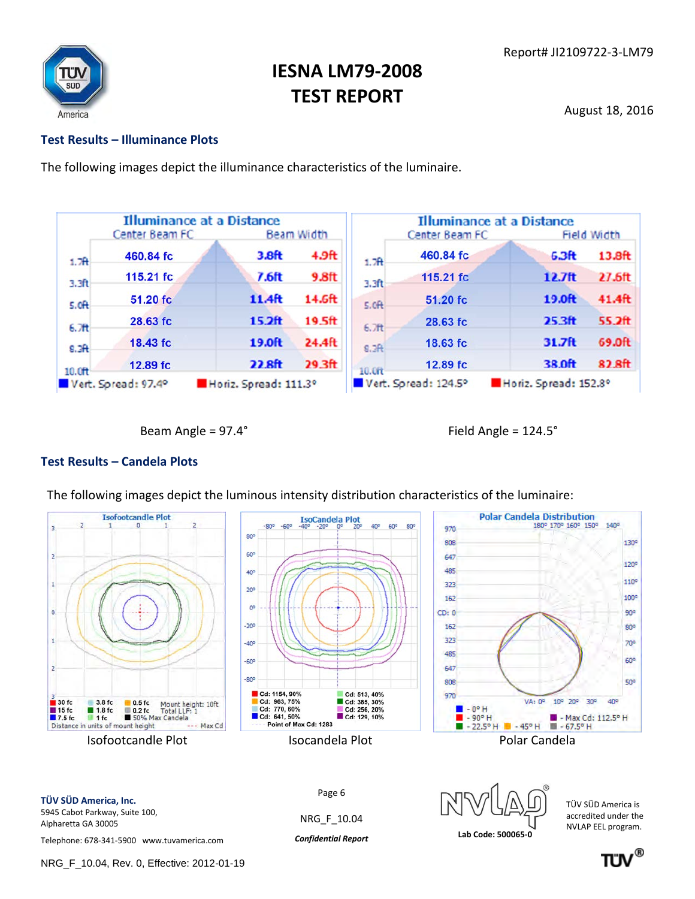## Test Results – Illuminance Plots

The following images depict the illuminance characteristics of the luminaire.

**Illuminance at a Distance**

| Distance | Center Beam FC | Beam Width | |
|---|---|---|---|
| 1.7ft | 460.84 fc | 3.8ft | 4.9ft |
| 3.3ft | 115.21 fc | 7.6ft | 9.8ft |
| 5.0ft | 51.20 fc | 11.4ft | 14.6ft |
| 6.7ft | 28.63 fc | 15.2ft | 19.5ft |
| 8.3ft | 18.43 fc | 19.0ft | 24.4ft |
| 10.0ft | 12.89 fc | 22.8ft | 29.3ft |

Vert. Spread: 97.4° Horiz. Spread: 111.3°

**Illuminance at a Distance**

| Distance | Center Beam FC | Field Width | |
|---|---|---|---|
| 1.7ft | 460.84 fc | 6.3ft | 13.8ft |
| 3.3ft | 115.21 fc | 12.7ft | 27.6ft |
| 5.0ft | 51.20 fc | 19.0ft | 41.4ft |
| 6.7ft | 28.63 fc | 25.3ft | 55.2ft |
| 8.3ft | 18.63 fc | 31.7ft | 69.0ft |
| 10.0ft | 12.89 fc | 38.0ft | 82.8ft |

Vert. Spread: 124.5° Horiz. Spread: 152.8°

Beam Angle = 97.4°

Field Angle = 124.5°

## Test Results – Candela Plots

The following images depict the luminous intensity distribution characteristics of the luminaire:

Isofootcandle Plot

Isocandela Plot

Polar Candela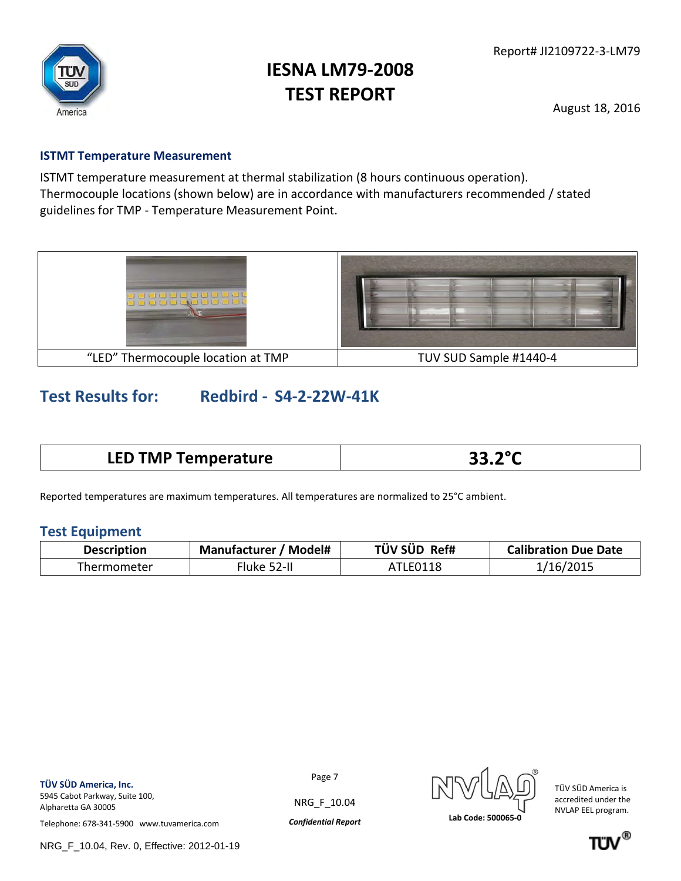## ISTMT Temperature Measurement

ISTMT temperature measurement at thermal stabilization (8 hours continuous operation). Thermocouple locations (shown below) are in accordance with manufacturers recommended / stated guidelines for TMP - Temperature Measurement Point.

| "LED" Thermocouple location at TMP | TUV SUD Sample #1440-4 |
|---|---|

## Test Results for: Redbird - S4-2-22W-41K

| LED TMP Temperature | 33.2°C |
|---|---|

Reported temperatures are maximum temperatures. All temperatures are normalized to 25°C ambient.

## Test Equipment

| Description | Manufacturer / Model# | TÜV SÜD Ref# | Calibration Due Date |
|---|---|---|---|
| Thermometer | Fluke 52-II | ATLE0118 | 1/16/2015 |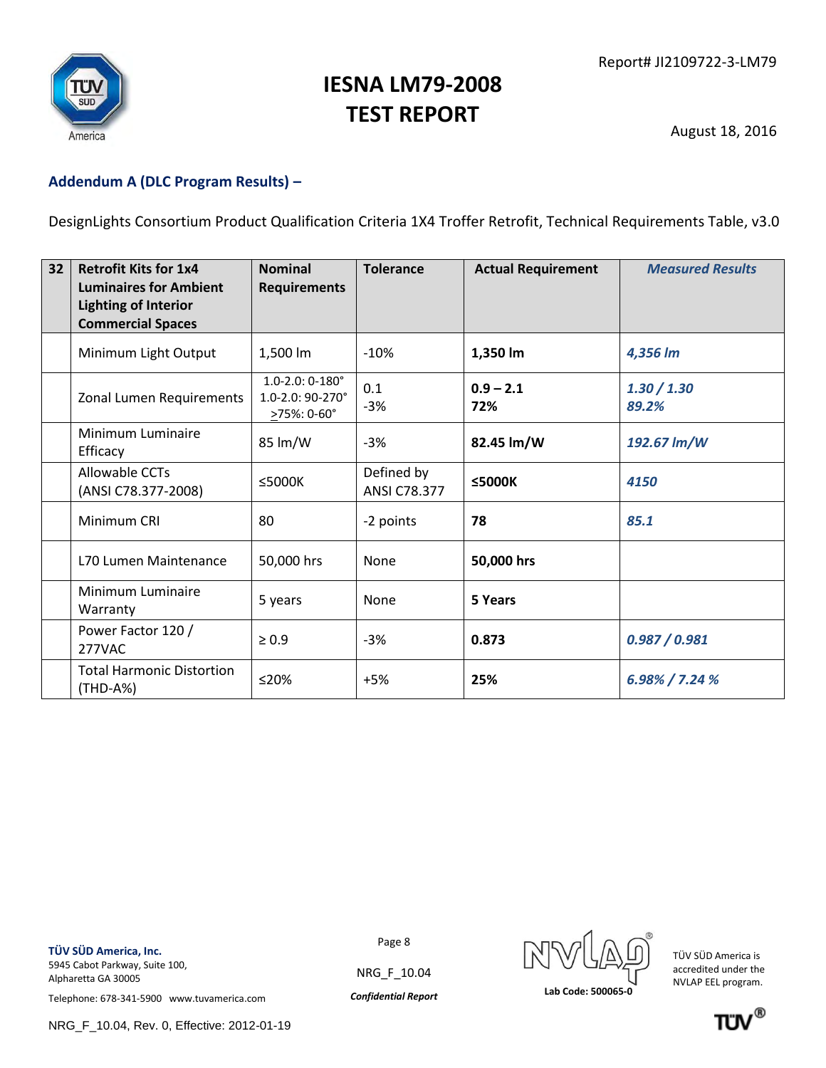# IESNA LM79-2008 TEST REPORT

Report# JI2109722-3-LM79

August 18, 2016

## Addendum A (DLC Program Results) –

DesignLights Consortium Product Qualification Criteria 1X4 Troffer Retrofit, Technical Requirements Table, v3.0

| 32 | Retrofit Kits for 1x4 Luminaires for Ambient Lighting of Interior Commercial Spaces | Nominal Requirements | Tolerance | Actual Requirement | *Measured Results* |
|---|---|---|---|---|---|
| | Minimum Light Output | 1,500 lm | -10% | **1,350 lm** | ***4,356 lm*** |
| | Zonal Lumen Requirements | 1.0-2.0: 0-180° 1.0-2.0: 90-270° >75%: 0-60° | 0.1 -3% | **0.9 – 2.1 72%** | ***1.30 / 1.30 89.2%*** |
| | Minimum Luminaire Efficacy | 85 lm/W | -3% | **82.45 lm/W** | ***192.67 lm/W*** |
| | Allowable CCTs (ANSI C78.377-2008) | ≤5000K | Defined by ANSI C78.377 | **≤5000K** | ***4150*** |
| | Minimum CRI | 80 | -2 points | **78** | ***85.1*** |
| | L70 Lumen Maintenance | 50,000 hrs | None | **50,000 hrs** | |
| | Minimum Luminaire Warranty | 5 years | None | **5 Years** | |
| | Power Factor 120 / 277VAC | ≥ 0.9 | -3% | **0.873** | ***0.987 / 0.981*** |
| | Total Harmonic Distortion (THD-A%) | ≤20% | +5% | **25%** | ***6.98% / 7.24 %*** |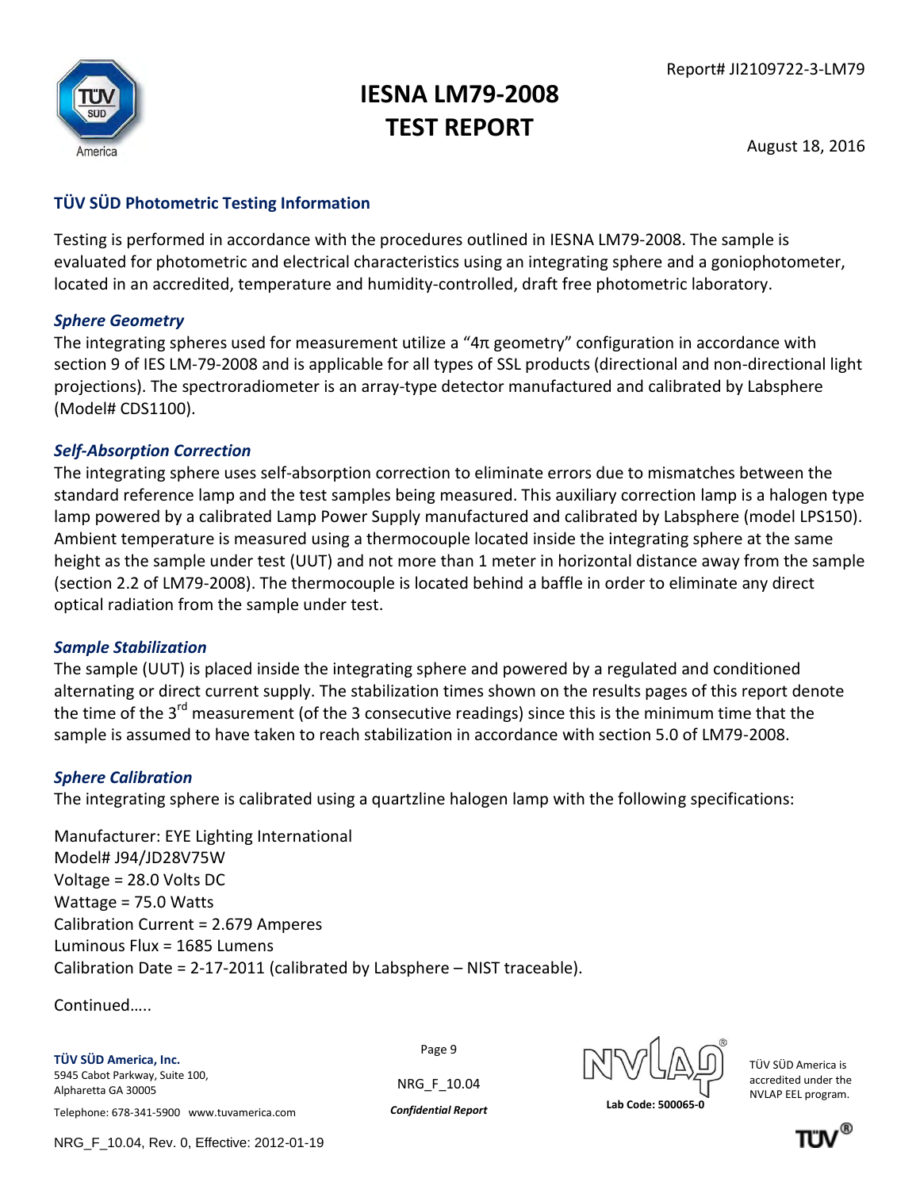# IESNA LM79-2008 TEST REPORT

Report# JI2109722-3-LM79

August 18, 2016

## TÜV SÜD Photometric Testing Information

Testing is performed in accordance with the procedures outlined in IESNA LM79-2008. The sample is evaluated for photometric and electrical characteristics using an integrating sphere and a goniophotometer, located in an accredited, temperature and humidity-controlled, draft free photometric laboratory.

### *Sphere Geometry*

The integrating spheres used for measurement utilize a "4π geometry" configuration in accordance with section 9 of IES LM-79-2008 and is applicable for all types of SSL products (directional and non-directional light projections). The spectroradiometer is an array-type detector manufactured and calibrated by Labsphere (Model# CDS1100).

### *Self-Absorption Correction*

The integrating sphere uses self-absorption correction to eliminate errors due to mismatches between the standard reference lamp and the test samples being measured. This auxiliary correction lamp is a halogen type lamp powered by a calibrated Lamp Power Supply manufactured and calibrated by Labsphere (model LPS150). Ambient temperature is measured using a thermocouple located inside the integrating sphere at the same height as the sample under test (UUT) and not more than 1 meter in horizontal distance away from the sample (section 2.2 of LM79-2008). The thermocouple is located behind a baffle in order to eliminate any direct optical radiation from the sample under test.

### *Sample Stabilization*

The sample (UUT) is placed inside the integrating sphere and powered by a regulated and conditioned alternating or direct current supply. The stabilization times shown on the results pages of this report denote the time of the 3rd measurement (of the 3 consecutive readings) since this is the minimum time that the sample is assumed to have taken to reach stabilization in accordance with section 5.0 of LM79-2008.

### *Sphere Calibration*

The integrating sphere is calibrated using a quartzline halogen lamp with the following specifications:

Manufacturer: EYE Lighting International
Model# J94/JD28V75W
Voltage = 28.0 Volts DC
Wattage = 75.0 Watts
Calibration Current = 2.679 Amperes
Luminous Flux = 1685 Lumens
Calibration Date = 2-17-2011 (calibrated by Labsphere – NIST traceable).

Continued…..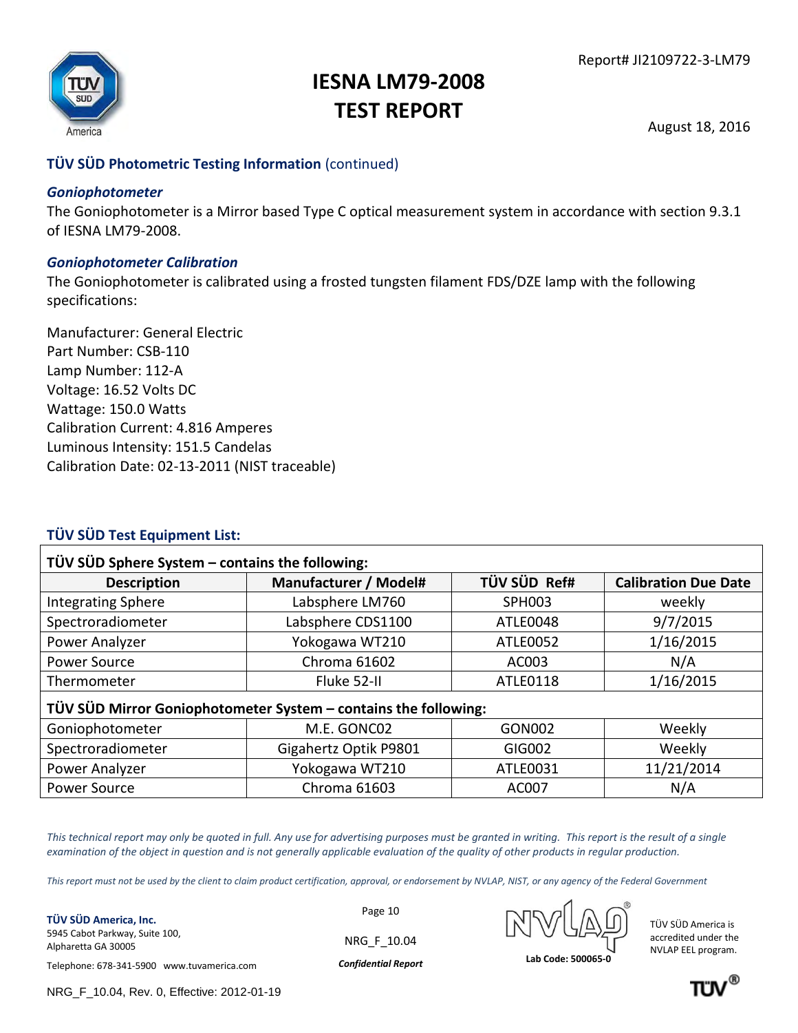# IESNA LM79-2008 TEST REPORT

Report# JI2109722-3-LM79

August 18, 2016

## TÜV SÜD Photometric Testing Information (continued)

### *Goniophotometer*

The Goniophotometer is a Mirror based Type C optical measurement system in accordance with section 9.3.1 of IESNA LM79-2008.

### *Goniophotometer Calibration*

The Goniophotometer is calibrated using a frosted tungsten filament FDS/DZE lamp with the following specifications:

Manufacturer: General Electric
Part Number: CSB-110
Lamp Number: 112-A
Voltage: 16.52 Volts DC
Wattage: 150.0 Watts
Calibration Current: 4.816 Amperes
Luminous Intensity: 151.5 Candelas
Calibration Date: 02-13-2011 (NIST traceable)

## TÜV SÜD Test Equipment List:

| Description | Manufacturer / Model# | TÜV SÜD Ref# | Calibration Due Date |
|---|---|---|---|
| **TÜV SÜD Sphere System – contains the following:** | | | |
| Integrating Sphere | Labsphere LM760 | SPH003 | weekly |
| Spectroradiometer | Labsphere CDS1100 | ATLE0048 | 9/7/2015 |
| Power Analyzer | Yokogawa WT210 | ATLE0052 | 1/16/2015 |
| Power Source | Chroma 61602 | AC003 | N/A |
| Thermometer | Fluke 52-II | ATLE0118 | 1/16/2015 |
| **TÜV SÜD Mirror Goniophotometer System – contains the following:** | | | |
| Goniophotometer | M.E. GONC02 | GON002 | Weekly |
| Spectroradiometer | Gigahertz Optik P9801 | GIG002 | Weekly |
| Power Analyzer | Yokogawa WT210 | ATLE0031 | 11/21/2014 |
| Power Source | Chroma 61603 | AC007 | N/A |

*This technical report may only be quoted in full. Any use for advertising purposes must be granted in writing. This report is the result of a single examination of the object in question and is not generally applicable evaluation of the quality of other products in regular production.*

*This report must not be used by the client to claim product certification, approval, or endorsement by NVLAP, NIST, or any agency of the Federal Government*

**TÜV SÜD America, Inc.**
5945 Cabot Parkway, Suite 100,
Alpharetta GA 30005
Telephone: 678-341-5900 www.tuvamerica.com

NRG_F_10.04

***Confidential Report***

**Lab Code: 500065-0**

TÜV SÜD America is accredited under the NVLAP EEL program.

NRG_F_10.04, Rev. 0, Effective: 2012-01-19